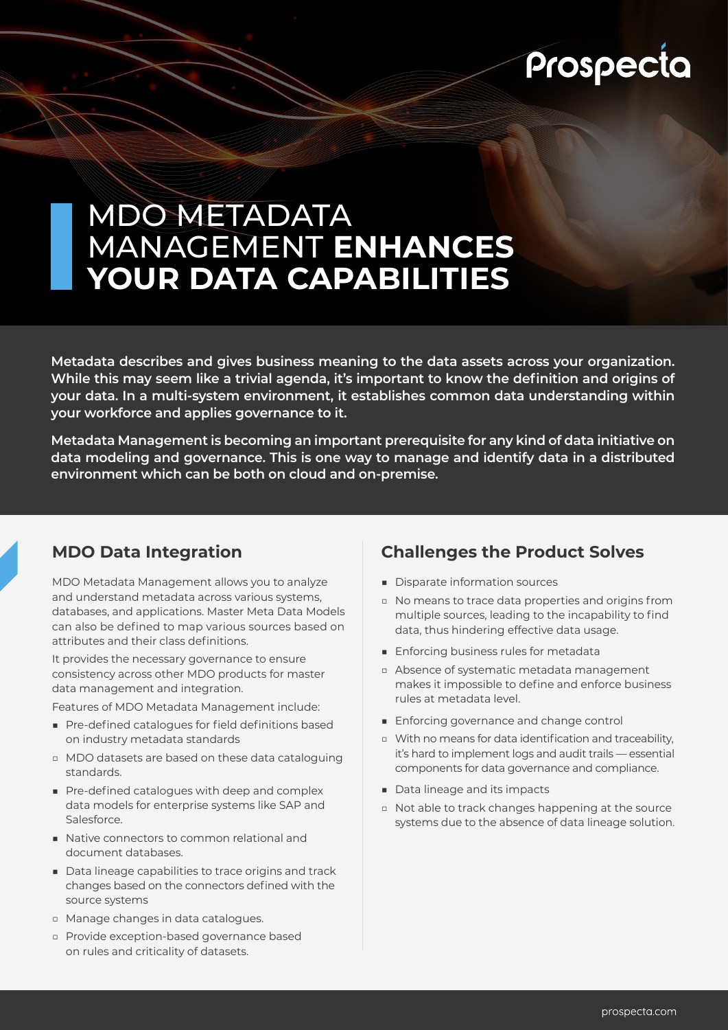Prospecta

# MDO METADATA MANAGEMENT **ENHANCES YOUR DATA CAPABILITIES**

**Metadata describes and gives business meaning to the data assets across your organization. While this may seem like a trivial agenda, it's important to know the definition and origins of your data. In a multi-system environment, it establishes common data understanding within your workforce and applies governance to it.**

**Metadata Management is becoming an important prerequisite for any kind of data initiative on data modeling and governance. This is one way to manage and identify data in a distributed environment which can be both on cloud and on-premise.**

## MDO Data Integration

MDO Metadata Management allows you to analyze and understand metadata across various systems, databases, and applications. Master Meta Data Models can also be defined to map various sources based on attributes and their class definitions.

It provides the necessary governance to ensure consistency across other MDO products for master data management and integration.

Features of MDO Metadata Management include:

- Pre-defined catalogues for field definitions based on industry metadata standards
  - MDO datasets are based on these data cataloguing standards.
- Pre-defined catalogues with deep and complex data models for enterprise systems like SAP and Salesforce.
- Native connectors to common relational and document databases.
- Data lineage capabilities to trace origins and track changes based on the connectors defined with the source systems
  - Manage changes in data catalogues.
  - Provide exception-based governance based on rules and criticality of datasets.

## Challenges the Product Solves

- Disparate information sources
  - No means to trace data properties and origins from multiple sources, leading to the incapability to find data, thus hindering effective data usage.
- Enforcing business rules for metadata
  - Absence of systematic metadata management makes it impossible to define and enforce business rules at metadata level.
- Enforcing governance and change control
  - With no means for data identification and traceability, it's hard to implement logs and audit trails — essential components for data governance and compliance.
- Data lineage and its impacts
  - Not able to track changes happening at the source systems due to the absence of data lineage solution.

prospecta.com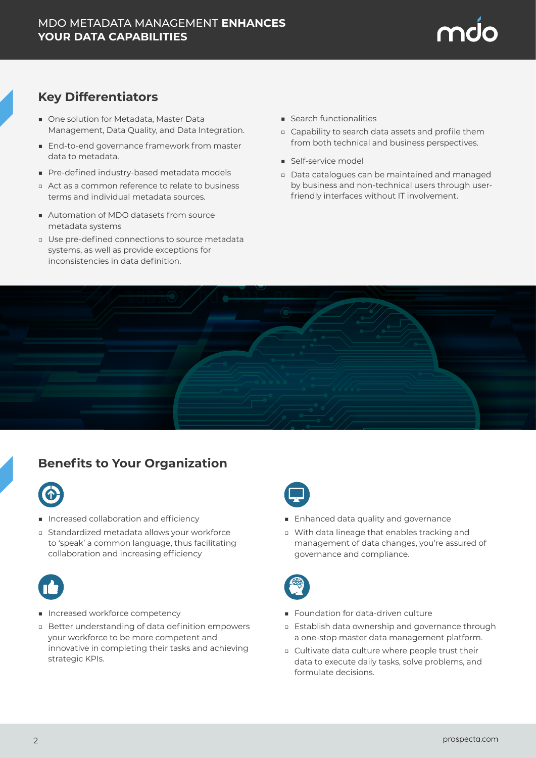## Key Differentiators

- One solution for Metadata, Master Data Management, Data Quality, and Data Integration.
- End-to-end governance framework from master data to metadata.
- Pre-defined industry-based metadata models
  - Act as a common reference to relate to business terms and individual metadata sources.
- Automation of MDO datasets from source metadata systems
  - Use pre-defined connections to source metadata systems, as well as provide exceptions for inconsistencies in data definition.
- Search functionalities
  - Capability to search data assets and profile them from both technical and business perspectives.
- Self-service model
  - Data catalogues can be maintained and managed by business and non-technical users through user-friendly interfaces without IT involvement.

## Benefits to Your Organization

- Increased collaboration and efficiency
  - Standardized metadata allows your workforce to 'speak' a common language, thus facilitating collaboration and increasing efficiency

- Increased workforce competency
  - Better understanding of data definition empowers your workforce to be more competent and innovative in completing their tasks and achieving strategic KPIs.

- Enhanced data quality and governance
  - With data lineage that enables tracking and management of data changes, you're assured of governance and compliance.

- Foundation for data-driven culture
  - Establish data ownership and governance through a one-stop master data management platform.
  - Cultivate data culture where people trust their data to execute daily tasks, solve problems, and formulate decisions.